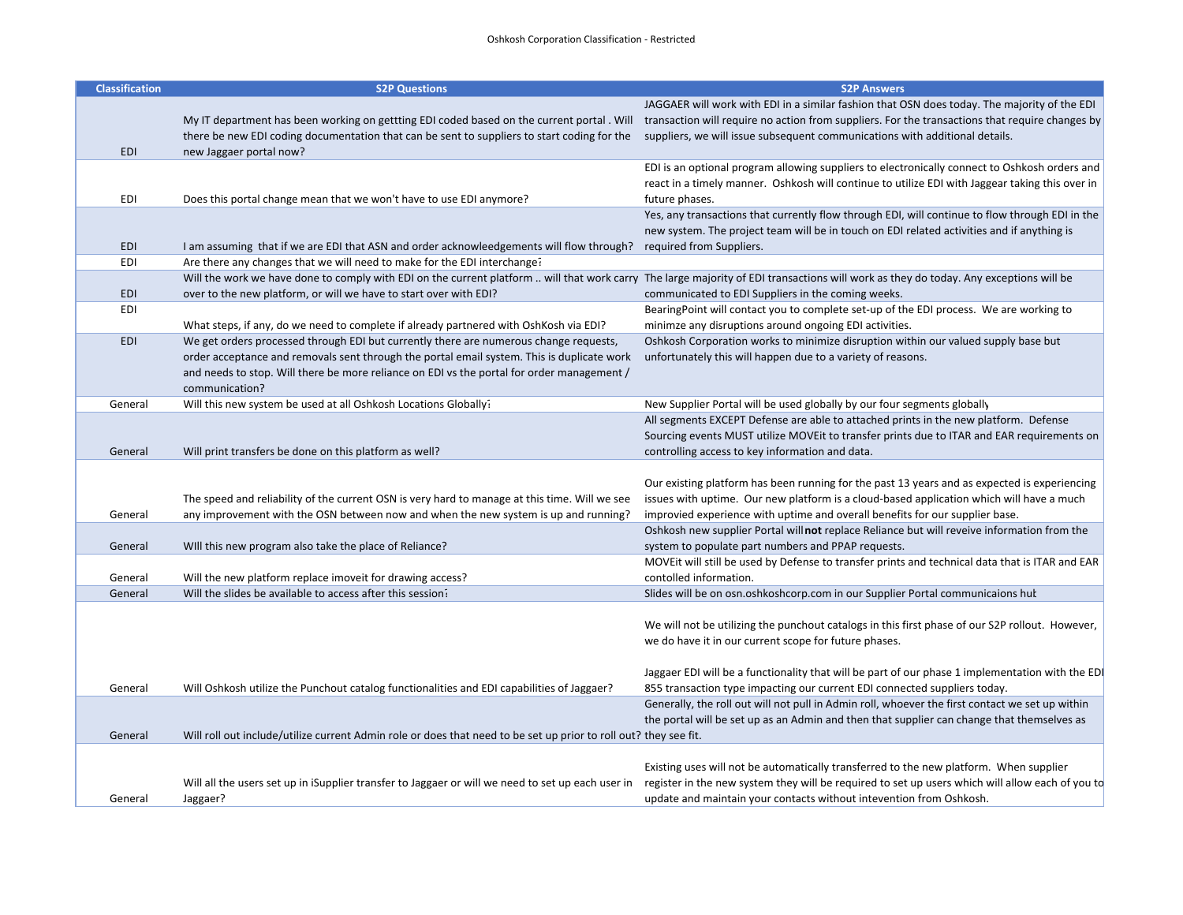| Classification | S2P Questions | S2P Answers |
| --- | --- | --- |
| EDI | My IT department has been working on gettting EDI coded based on the current portal . Will there be new EDI coding documentation that can be sent to suppliers to start coding for the new Jaggaer portal now? | JAGGAER will work with EDI in a similar fashion that OSN does today. The majority of the EDI transaction will require no action from suppliers. For the transactions that require changes by suppliers, we will issue subsequent communications with additional details. |
| EDI | Does this portal change mean that we won't have to use EDI anymore? | EDI is an optional program allowing suppliers to electronically connect to Oshkosh orders and react in a timely manner. Oshkosh will continue to utilize EDI with Jaggear taking this over in future phases. |
| EDI | I am assuming that if we are EDI that ASN and order acknowleedgements will flow through? | Yes, any transactions that currently flow through EDI, will continue to flow through EDI in the new system. The project team will be in touch on EDI related activities and if anything is required from Suppliers. |
| EDI | Are there any changes that we will need to make for the EDI interchange? | |
| EDI | Will the work we have done to comply with EDI on the current platform .. will that work carry over to the new platform, or will we have to start over with EDI? | The large majority of EDI transactions will work as they do today. Any exceptions will be communicated to EDI Suppliers in the coming weeks. |
| EDI | What steps, if any, do we need to complete if already partnered with OshKosh via EDI? | BearingPoint will contact you to complete set-up of the EDI process. We are working to minimze any disruptions around ongoing EDI activities. |
| EDI | We get orders processed through EDI but currently there are numerous change requests, order acceptance and removals sent through the portal email system. This is duplicate work and needs to stop. Will there be more reliance on EDI vs the portal for order management / communication? | Oshkosh Corporation works to minimize disruption within our valued supply base but unfortunately this will happen due to a variety of reasons. |
| General | Will this new system be used at all Oshkosh Locations Globally? | New Supplier Portal will be used globally by our four segments globally |
| General | Will print transfers be done on this platform as well? | All segments EXCEPT Defense are able to attached prints in the new platform. Defense Sourcing events MUST utilize MOVEit to transfer prints due to ITAR and EAR requirements on controlling access to key information and data. |
| General | The speed and reliability of the current OSN is very hard to manage at this time. Will we see any improvement with the OSN between now and when the new system is up and running? | Our existing platform has been running for the past 13 years and as expected is experiencing issues with uptime. Our new platform is a cloud-based application which will have a much improved experience with uptime and overall benefits for our supplier base. |
| General | WIll this new program also take the place of Reliance? | Oshkosh new supplier Portal will **not** replace Reliance but will reveive information from the system to populate part numbers and PPAP requests. |
| General | Will the new platform replace imoveit for drawing access? | MOVEit will still be used by Defense to transfer prints and technical data that is ITAR and EAR contolled information. |
| General | Will the slides be available to access after this session? | Slides will be on osn.oshkoshcorp.com in our Supplier Portal communicaions hub |
| General | Will Oshkosh utilize the Punchout catalog functionalities and EDI capabilities of Jaggaer? | We will not be utilizing the punchout catalogs in this first phase of our S2P rollout. However, we do have it in our current scope for future phases.<br><br>Jaggaer EDI will be a functionality that will be part of our phase 1 implementation with the EDI 855 transaction type impacting our current EDI connected suppliers today. |
| General | Will roll out include/utilize current Admin role or does that need to be set up prior to roll out? | Generally, the roll out will not pull in Admin roll, whoever the first contact we set up within the portal will be set up as an Admin and then that supplier can change that themselves as they see fit. |
| General | Will all the users set up in iSupplier transfer to Jaggaer or will we need to set up each user in Jaggaer? | Existing uses will not be automatically transferred to the new platform. When supplier register in the new system they will be required to set up users which will allow each of you to update and maintain your contacts without intevention from Oshkosh. |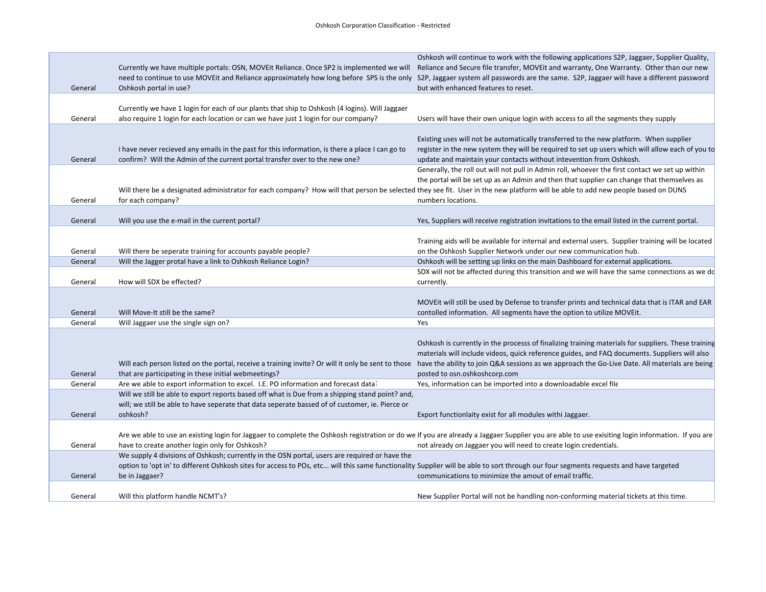| | | |
|---|---|---|
| General | Currently we have multiple portals: OSN, MOVEit Reliance. Once SP2 is implemented we will need to continue to use MOVEit and Reliance approximately how long before SPS is the only Oshkosh portal in use? | Oshkosh will continue to work with the following applications S2P, Jaggaer, Supplier Quality, Reliance and Secure file transfer, MOVEit and warranty, One Warranty. Other than our new S2P, Jaggaer system all passwords are the same. S2P, Jaggaer will have a different password but with enhanced features to reset. |
| General | Currently we have 1 login for each of our plants that ship to Oshkosh (4 logins). Will Jaggaer also require 1 login for each location or can we have just 1 login for our company? | Users will have their own unique login with access to all the segments they supply |
| General | i have never recieved any emails in the past for this information, is there a place I can go to confirm? Will the Admin of the current portal transfer over to the new one? | Existing uses will not be automatically transferred to the new platform. When supplier register in the new system they will be required to set up users which will allow each of you to update and maintain your contacts without intevention from Oshkosh. |
| General | Will there be a designated administrator for each company? How will that person be selected for each company? | Generally, the roll out will not pull in Admin roll, whoever the first contact we set up within the portal will be set up as an Admin and then that supplier can change that themselves as they see fit. User in the new platform will be able to add new people based on DUNS numbers locations. |
| General | Will you use the e-mail in the current portal? | Yes, Suppliers will receive registration invitations to the email listed in the current portal. |
| General | Will there be seperate training for accounts payable people? | Training aids will be available for internal and external users. Supplier training will be located on the Oshkosh Supplier Network under our new communication hub. |
| General | Will the Jagger protal have a link to Oshkosh Reliance Login? | Oshkosh will be setting up links on the main Dashboard for external applications. |
| General | How will SDX be effected? | SDX will not be affected during this transition and we will have the same connections as we do currently. |
| General | Will Move-It still be the same? | MOVEit will still be used by Defense to transfer prints and technical data that is ITAR and EAR contolled information. All segments have the option to utilize MOVEit. |
| General | Will Jaggaer use the single sign on? | Yes |
| General | Will each person listed on the portal, receive a training invite? Or will it only be sent to those that are participating in these initial webmeetings? | Oshkosh is currently in the processs of finalizing training materials for suppliers. These training materials will include videos, quick reference guides, and FAQ documents. Suppliers will also have the ability to join Q&A sessions as we approach the Go-Live Date. All materials are being posted to osn.oshkoshcorp.com |
| General | Are we able to export information to excel. I.E. PO information and forecast data? | Yes, information can be imported into a downloadable excel file |
| General | Will we still be able to export reports based off what is Due from a shipping stand point? and, will; we still be able to have seperate that data seperate bassed of of customer, ie. Pierce or oshkosh? | Export functionlaity exist for all modules withi Jaggaer. |
| General | Are we able to use an existing login for Jaggaer to complete the Oshkosh registration or do we have to create another login only for Oshkosh? | If you are already a Jaggaer Supplier you are able to use exisiting login information. If you are not already on Jaggaer you will need to create login credentials. |
| General | We supply 4 divisions of Oshkosh; currently in the OSN portal, users are required or have the option to 'opt in' to different Oshkosh sites for access to POs, etc... will this same functionality be in Jaggaer? | Supplier will be able to sort through our four segments requests and have targeted communications to minimize the amout of email traffic. |
| General | Will this platform handle NCMT's? | New Supplier Portal will not be handling non-conforming material tickets at this time. |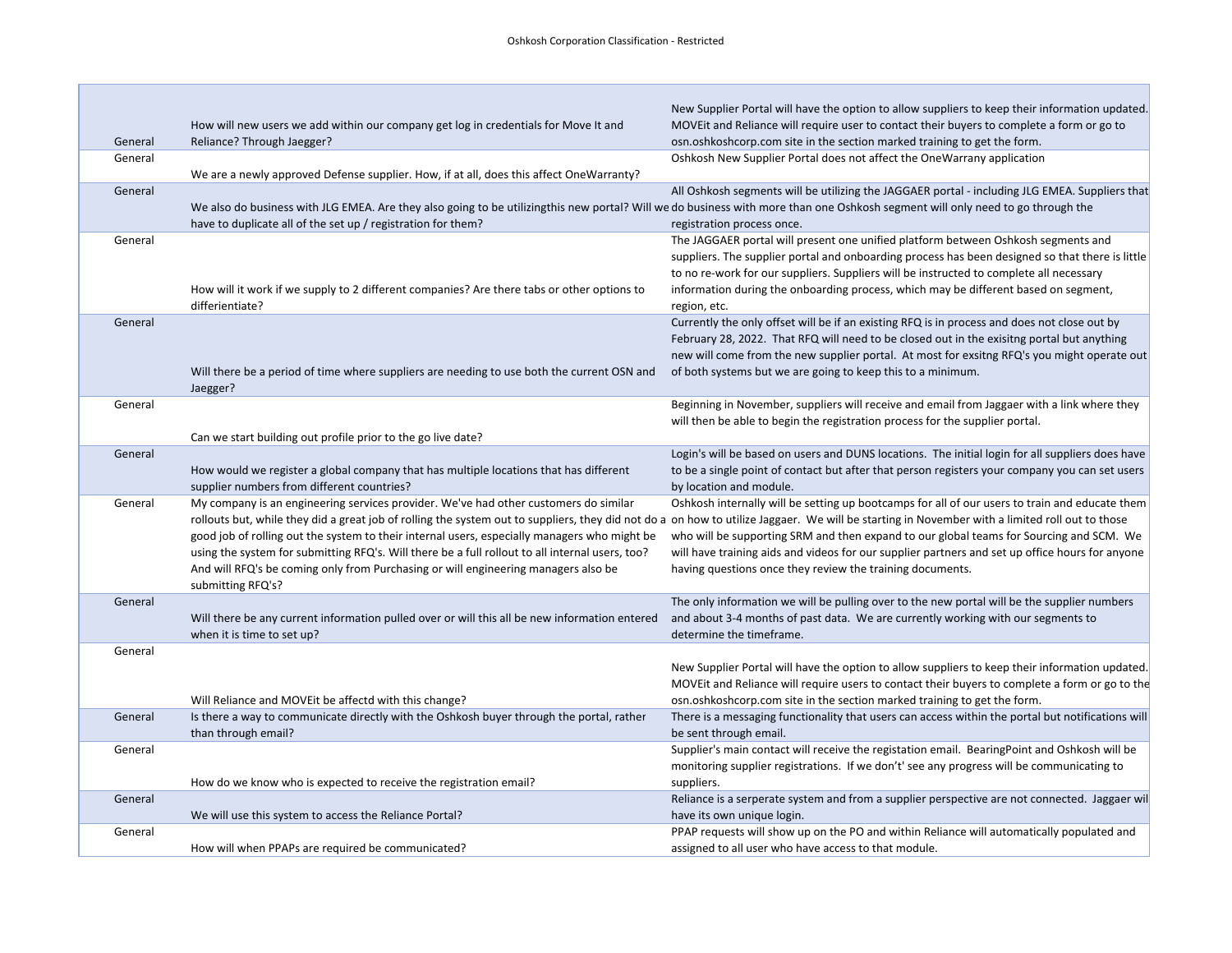| | | |
|---|---|---|
| General | How will new users we add within our company get log in credentials for Move It and Reliance? Through Jaegger? | New Supplier Portal will have the option to allow suppliers to keep their information updated. MOVEit and Reliance will require user to contact their buyers to complete a form or go to osn.oshkoshcorp.com site in the section marked training to get the form. |
| General | We are a newly approved Defense supplier. How, if at all, does this affect OneWarranty? | Oshkosh New Supplier Portal does not affect the OneWarrany application |
| General | We also do business with JLG EMEA. Are they also going to be utilizingthis new portal? Will we have to duplicate all of the set up / registration for them? | All Oshkosh segments will be utilizing the JAGGAER portal - including JLG EMEA. Suppliers that do business with more than one Oshkosh segment will only need to go through the registration process once. |
| General | How will it work if we supply to 2 different companies? Are there tabs or other options to differientiate? | The JAGGAER portal will present one unified platform between Oshkosh segments and suppliers. The supplier portal and onboarding process has been designed so that there is little to no re-work for our suppliers. Suppliers will be instructed to complete all necessary information during the onboarding process, which may be different based on segment, region, etc. |
| General | Will there be a period of time where suppliers are needing to use both the current OSN and Jaegger? | Currently the only offset will be if an existing RFQ is in process and does not close out by February 28, 2022. That RFQ will need to be closed out in the exisitng portal but anything new will come from the new supplier portal. At most for exsitng RFQ's you might operate out of both systems but we are going to keep this to a minimum. |
| General | Can we start building out profile prior to the go live date? | Beginning in November, suppliers will receive and email from Jaggaer with a link where they will then be able to begin the registration process for the supplier portal. |
| General | How would we register a global company that has multiple locations that has different supplier numbers from different countries? | Login's will be based on users and DUNS locations. The initial login for all suppliers does have to be a single point of contact but after that person registers your company you can set users by location and module. |
| General | My company is an engineering services provider. We've had other customers do similar rollouts but, while they did a great job of rolling the system out to suppliers, they did not do a good job of rolling out the system to their internal users, especially managers who might be using the system for submitting RFQ's. Will there be a full rollout to all internal users, too? And will RFQ's be coming only from Purchasing or will engineering managers also be submitting RFQ's? | Oshkosh internally will be setting up bootcamps for all of our users to train and educate them on how to utilize Jaggaer. We will be starting in November with a limited roll out to those who will be supporting SRM and then expand to our global teams for Sourcing and SCM. We will have training aids and videos for our supplier partners and set up office hours for anyone having questions once they review the training documents. |
| General | Will there be any current information pulled over or will this all be new information entered when it is time to set up? | The only information we will be pulling over to the new portal will be the supplier numbers and about 3-4 months of past data. We are currently working with our segments to determine the timeframe. |
| General | Will Reliance and MOVEit be affectd with this change? | New Supplier Portal will have the option to allow suppliers to keep their information updated. MOVEit and Reliance will require users to contact their buyers to complete a form or go to the osn.oshkoshcorp.com site in the section marked training to get the form. |
| General | Is there a way to communicate directly with the Oshkosh buyer through the portal, rather than through email? | There is a messaging functionality that users can access within the portal but notifications will be sent through email. |
| General | How do we know who is expected to receive the registration email? | Supplier's main contact will receive the registation email. BearingPoint and Oshkosh will be monitoring supplier registrations. If we don't' see any progress will be communicating to suppliers. |
| General | We will use this system to access the Reliance Portal? | Reliance is a serperate system and from a supplier perspective are not connected. Jaggaer wil have its own unique login. |
| General | How will when PPAPs are required be communicated? | PPAP requests will show up on the PO and within Reliance will automatically populated and assigned to all user who have access to that module. |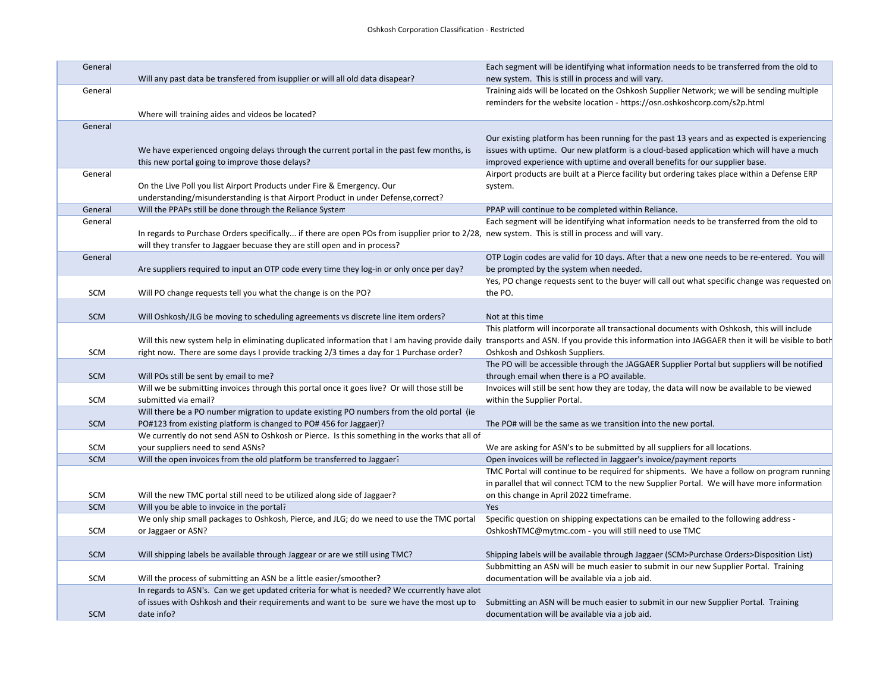| General | Will any past data be transfered from isupplier or will all old data disapear? | Each segment will be identifying what information needs to be transferred from the old to new system. This is still in process and will vary. |
|---|---|---|
| General | Where will training aides and videos be located? | Training aids will be located on the Oshkosh Supplier Network; we will be sending multiple reminders for the website location - https://osn.oshkoshcorp.com/s2p.html |
| General | We have experienced ongoing delays through the current portal in the past few months, is this new portal going to improve those delays? | Our existing platform has been running for the past 13 years and as expected is experiencing issues with uptime. Our new platform is a cloud-based application which will have a much improved experience with uptime and overall benefits for our supplier base. |
| General | On the Live Poll you list Airport Products under Fire & Emergency. Our understanding/misunderstanding is that Airport Product in under Defense,correct? | Airport products are built at a Pierce facility but ordering takes place within a Defense ERP system. |
| General | Will the PPAPs still be done through the Reliance System | PPAP will continue to be completed within Reliance. |
| General | In regards to Purchase Orders specifically... if there are open POs from isupplier prior to 2/28, will they transfer to Jaggaer becuase they are still open and in process? | Each segment will be identifying what information needs to be transferred from the old to new system. This is still in process and will vary. |
| General | Are suppliers required to input an OTP code every time they log-in or only once per day? | OTP Login codes are valid for 10 days. After that a new one needs to be re-entered. You will be prompted by the system when needed. |
| SCM | Will PO change requests tell you what the change is on the PO? | Yes, PO change requests sent to the buyer will call out what specific change was requested on the PO. |
| SCM | Will Oshkosh/JLG be moving to scheduling agreements vs discrete line item orders? | Not at this time |
| SCM | Will this new system help in eliminating duplicated information that I am having provide daily right now. There are some days I provide tracking 2/3 times a day for 1 Purchase order? | This platform will incorporate all transactional documents with Oshkosh, this will include transports and ASN. If you provide this information into JAGGAER then it will be visible to both Oshkosh and Oshkosh Suppliers. |
| SCM | Will POs still be sent by email to me? | The PO will be accessible through the JAGGAER Supplier Portal but suppliers will be notified through email when there is a PO available. |
| SCM | Will we be submitting invoices through this portal once it goes live? Or will those still be submitted via email? | Invoices will still be sent how they are today, the data will now be available to be viewed within the Supplier Portal. |
| SCM | Will there be a PO number migration to update existing PO numbers from the old portal (ie PO#123 from existing platform is changed to PO# 456 for Jaggaer)? | The PO# will be the same as we transition into the new portal. |
| SCM | We currently do not send ASN to Oshkosh or Pierce. Is this something in the works that all of your suppliers need to send ASNs? | We are asking for ASN's to be submitted by all suppliers for all locations. |
| SCM | Will the open invoices from the old platform be transferred to Jaggaer? | Open invoices will be reflected in Jaggaer's invoice/payment reports |
| SCM | Will the new TMC portal still need to be utilized along side of Jaggaer? | TMC Portal will continue to be required for shipments. We have a follow on program running in parallel that wil connect TCM to the new Supplier Portal. We will have more information on this change in April 2022 timeframe. |
| SCM | Will you be able to invoice in the portal? | Yes |
| SCM | We only ship small packages to Oshkosh, Pierce, and JLG; do we need to use the TMC portal or Jaggaer or ASN? | Specific question on shipping expectations can be emailed to the following address - OshkoshTMC@mytmc.com - you will still need to use TMC |
| SCM | Will shipping labels be available through Jaggear or are we still using TMC? | Shipping labels will be available through Jaggaer (SCM>Purchase Orders>Disposition List) |
| SCM | Will the process of submitting an ASN be a little easier/smoother? | Subbmitting an ASN will be much easier to submit in our new Supplier Portal. Training documentation will be available via a job aid. |
| SCM | In regards to ASN's. Can we get updated criteria for what is needed? We ccurrently have alot of issues with Oshkosh and their requirements and want to be sure we have the most up to date info? | Submitting an ASN will be much easier to submit in our new Supplier Portal. Training documentation will be available via a job aid. |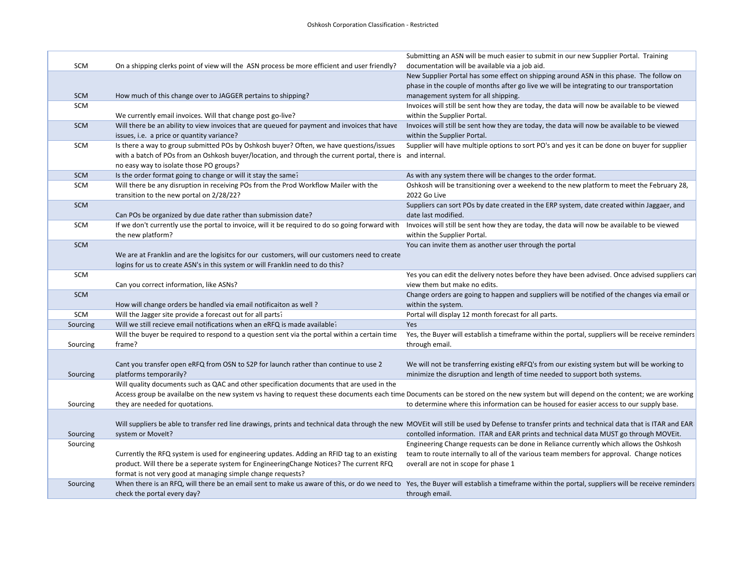| | | |
|---|---|---|
| SCM | On a shipping clerks point of view will the ASN process be more efficient and user friendly? | Submitting an ASN will be much easier to submit in our new Supplier Portal. Training documentation will be available via a job aid. |
| SCM | How much of this change over to JAGGER pertains to shipping? | New Supplier Portal has some effect on shipping around ASN in this phase. The follow on phase in the couple of months after go live we will be integrating to our transportation management system for all shipping. |
| SCM | We currently email invoices. Will that change post go-live? | Invoices will still be sent how they are today, the data will now be available to be viewed within the Supplier Portal. |
| SCM | Will there be an ability to view invoices that are queued for payment and invoices that have issues, i.e. a price or quantity variance? | Invoices will still be sent how they are today, the data will now be available to be viewed within the Supplier Portal. |
| SCM | Is there a way to group submitted POs by Oshkosh buyer? Often, we have questions/issues with a batch of POs from an Oshkosh buyer/location, and through the current portal, there is no easy way to isolate those PO groups? | Supplier will have multiple options to sort PO's and yes it can be done on buyer for supplier and internal. |
| SCM | Is the order format going to change or will it stay the same? | As with any system there will be changes to the order format. |
| SCM | Will there be any disruption in receiving POs from the Prod Workflow Mailer with the transition to the new portal on 2/28/22? | Oshkosh will be transitioning over a weekend to the new platform to meet the February 28, 2022 Go Live |
| SCM | Can POs be organized by due date rather than submission date? | Suppliers can sort POs by date created in the ERP system, date created within Jaggaer, and date last modified. |
| SCM | If we don't currently use the portal to invoice, will it be required to do so going forward with the new platform? | Invoices will still be sent how they are today, the data will now be available to be viewed within the Supplier Portal. |
| SCM | We are at Franklin and are the logisitcs for our customers, will our customers need to create logins for us to create ASN's in this system or will Franklin need to do this? | You can invite them as another user through the portal |
| SCM | Can you correct information, like ASNs? | Yes you can edit the delivery notes before they have been advised. Once advised suppliers can view them but make no edits. |
| SCM | How will change orders be handled via email notificaiton as well ? | Change orders are going to happen and suppliers will be notified of the changes via email or within the system. |
| SCM | Will the Jagger site provide a forecast out for all parts? | Portal will display 12 month forecast for all parts. |
| Sourcing | Will we still recieve email notifications when an eRFQ is made available? | Yes |
| Sourcing | Will the buyer be required to respond to a question sent via the portal within a certain time frame? | Yes, the Buyer will establish a timeframe within the portal, suppliers will be receive reminders through email. |
| Sourcing | Cant you transfer open eRFQ from OSN to S2P for launch rather than continue to use 2 platforms temporarily? | We will not be transferring existing eRFQ's from our existing system but will be working to minimize the disruption and length of time needed to support both systems. |
| Sourcing | Will quality documents such as QAC and other specification documents that are used in the Access group be availalbe on the new system vs having to request these documents each time they are needed for quotations. | Documents can be stored on the new system but will depend on the content; we are working to determine where this information can be housed for easier access to our supply base. |
| Sourcing | Will suppliers be able to transfer red line drawings, prints and technical data through the new system or MoveIt? | MOVEit will still be used by Defense to transfer prints and technical data that is ITAR and EAR contolled information. ITAR and EAR prints and technical data MUST go through MOVEit. |
| Sourcing | Currently the RFQ system is used for engineering updates. Adding an RFID tag to an existing product. Will there be a seperate system for EngineeringChange Notices? The current RFQ format is not very good at managing simple change requests? | Engineering Change requests can be done in Reliance currently which allows the Oshkosh team to route internally to all of the various team members for approval. Change notices overall are not in scope for phase 1 |
| Sourcing | When there is an RFQ, will there be an email sent to make us aware of this, or do we need to check the portal every day? | Yes, the Buyer will establish a timeframe within the portal, suppliers will be receive reminders through email. |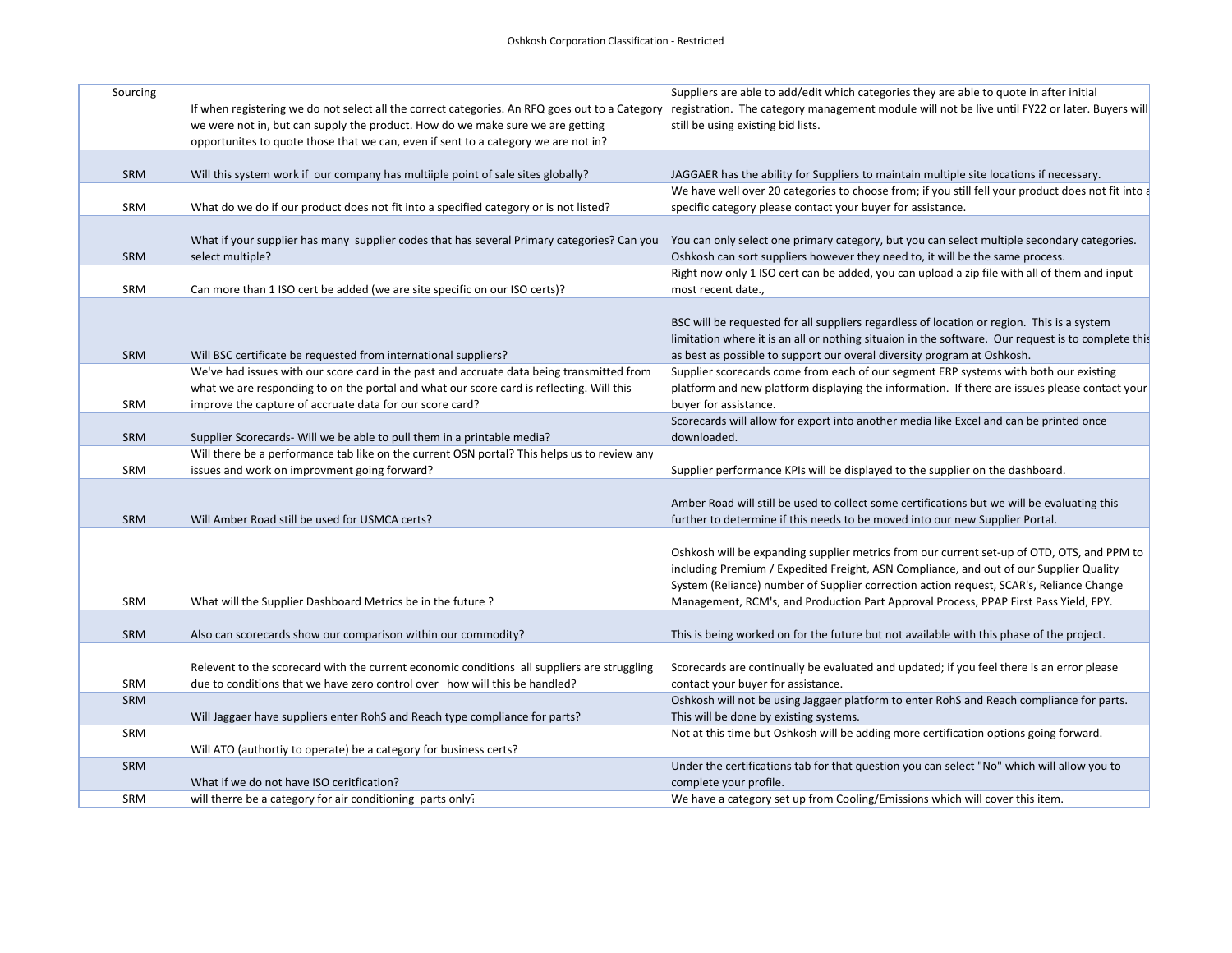| | | |
|---|---|---|
| Sourcing | If when registering we do not select all the correct categories. An RFQ goes out to a Category we were not in, but can supply the product. How do we make sure we are getting opportunites to quote those that we can, even if sent to a category we are not in? | Suppliers are able to add/edit which categories they are able to quote in after initial registration. The category management module will not be live until FY22 or later. Buyers will still be using existing bid lists. |
| SRM | Will this system work if our company has multiiple point of sale sites globally? | JAGGAER has the ability for Suppliers to maintain multiple site locations if necessary. |
| SRM | What do we do if our product does not fit into a specified category or is not listed? | We have well over 20 categories to choose from; if you still fell your product does not fit into a specific category please contact your buyer for assistance. |
| SRM | What if your supplier has many supplier codes that has several Primary categories? Can you select multiple? | You can only select one primary category, but you can select multiple secondary categories. Oshkosh can sort suppliers however they need to, it will be the same process. |
| SRM | Can more than 1 ISO cert be added (we are site specific on our ISO certs)? | Right now only 1 ISO cert can be added, you can upload a zip file with all of them and input most recent date., |
| SRM | Will BSC certificate be requested from international suppliers? | BSC will be requested for all suppliers regardless of location or region. This is a system limitation where it is an all or nothing situaion in the software. Our request is to complete this as best as possible to support our overal diversity program at Oshkosh. |
| SRM | We've had issues with our score card in the past and accruate data being transmitted from what we are responding to on the portal and what our score card is reflecting. Will this improve the capture of accruate data for our score card? | Supplier scorecards come from each of our segment ERP systems with both our existing platform and new platform displaying the information. If there are issues please contact your buyer for assistance. |
| SRM | Supplier Scorecards- Will we be able to pull them in a printable media? | Scorecards will allow for export into another media like Excel and can be printed once downloaded. |
| SRM | Will there be a performance tab like on the current OSN portal? This helps us to review any issues and work on improvment going forward? | Supplier performance KPIs will be displayed to the supplier on the dashboard. |
| SRM | Will Amber Road still be used for USMCA certs? | Amber Road will still be used to collect some certifications but we will be evaluating this further to determine if this needs to be moved into our new Supplier Portal. |
| SRM | What will the Supplier Dashboard Metrics be in the future ? | Oshkosh will be expanding supplier metrics from our current set-up of OTD, OTS, and PPM to including Premium / Expedited Freight, ASN Compliance, and out of our Supplier Quality System (Reliance) number of Supplier correction action request, SCAR's, Reliance Change Management, RCM's, and Production Part Approval Process, PPAP First Pass Yield, FPY. |
| SRM | Also can scorecards show our comparison within our commodity? | This is being worked on for the future but not available with this phase of the project. |
| SRM | Relevent to the scorecard with the current economic conditions all suppliers are struggling due to conditions that we have zero control over how will this be handled? | Scorecards are continually be evaluated and updated; if you feel there is an error please contact your buyer for assistance. |
| SRM | Will Jaggaer have suppliers enter RohS and Reach type compliance for parts? | Oshkosh will not be using Jaggaer platform to enter RohS and Reach compliance for parts. This will be done by existing systems. |
| SRM | Will ATO (authortiy to operate) be a category for business certs? | Not at this time but Oshkosh will be adding more certification options going forward. |
| SRM | What if we do not have ISO ceritfication? | Under the certifications tab for that question you can select "No" which will allow you to complete your profile. |
| SRM | will therre be a category for air conditioning parts only? | We have a category set up from Cooling/Emissions which will cover this item. |